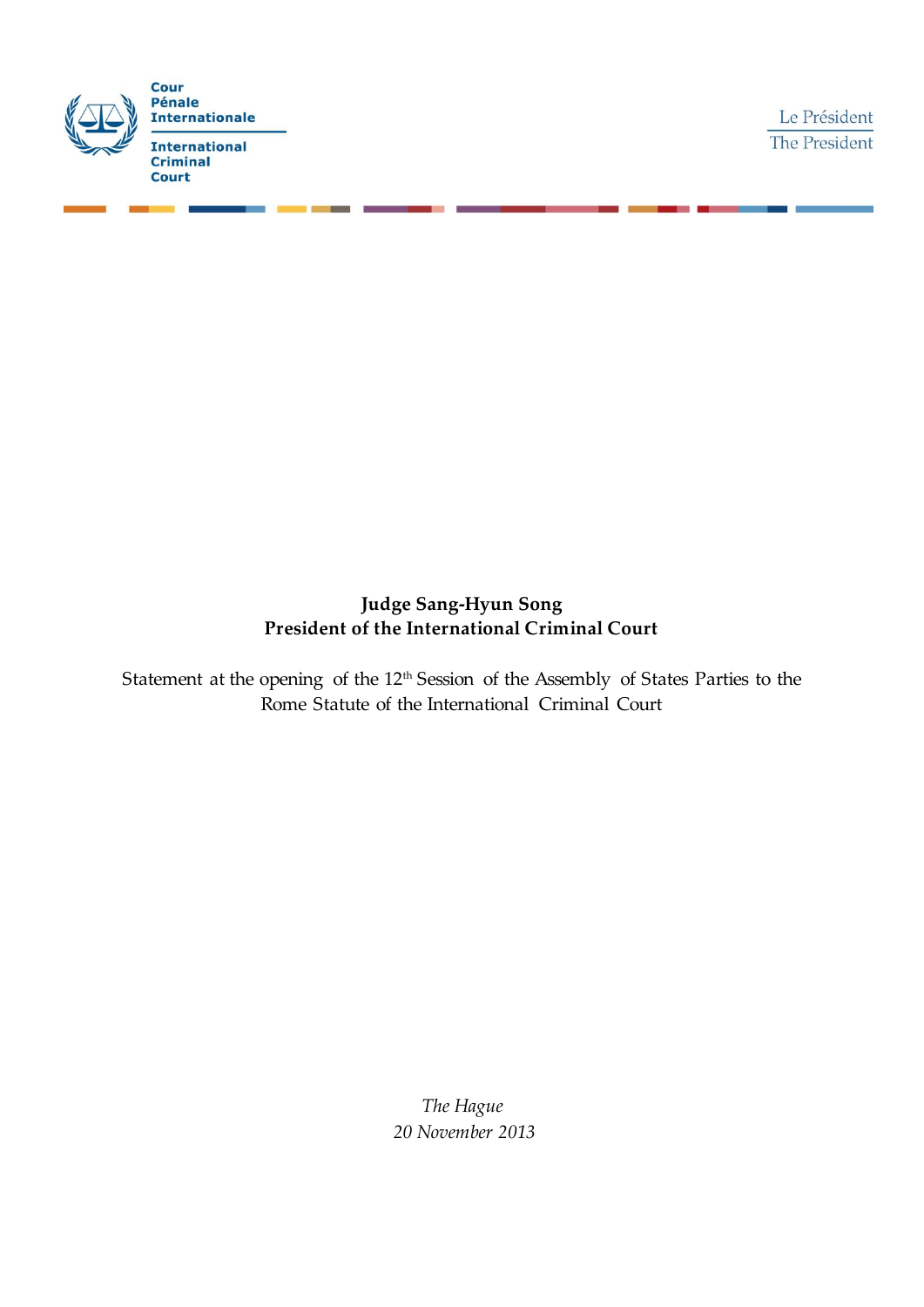Cour Pénale Internationale

International Criminal Court

Le Président
The President

**Judge Sang-Hyun Song**
**President of the International Criminal Court**

Statement at the opening of the 12th Session of the Assembly of States Parties to the Rome Statute of the International Criminal Court

*The Hague*
*20 November 2013*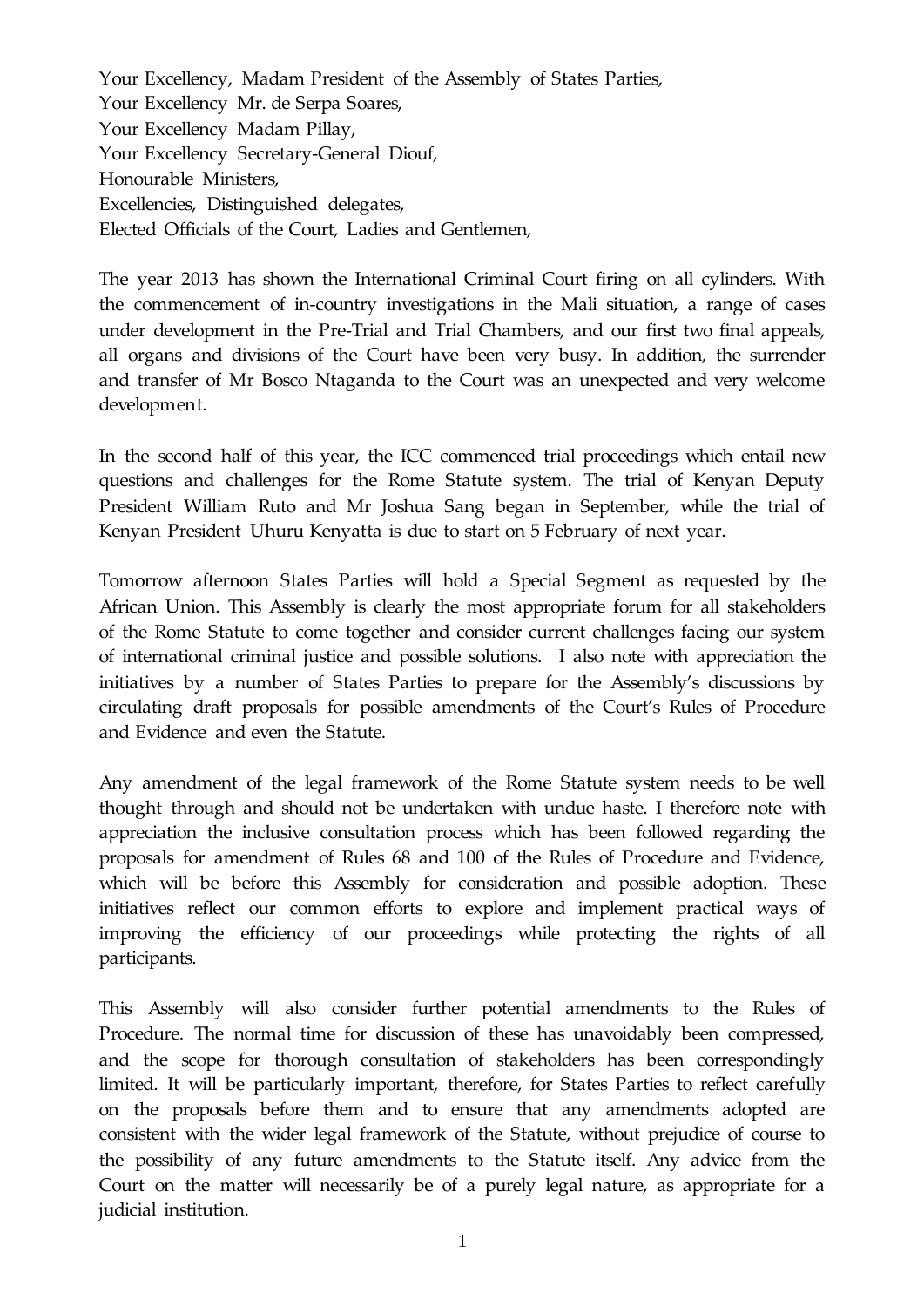Your Excellency, Madam President of the Assembly of States Parties,
Your Excellency Mr. de Serpa Soares,
Your Excellency Madam Pillay,
Your Excellency Secretary-General Diouf,
Honourable Ministers,
Excellencies, Distinguished delegates,
Elected Officials of the Court, Ladies and Gentlemen,

The year 2013 has shown the International Criminal Court firing on all cylinders. With the commencement of in-country investigations in the Mali situation, a range of cases under development in the Pre-Trial and Trial Chambers, and our first two final appeals, all organs and divisions of the Court have been very busy. In addition, the surrender and transfer of Mr Bosco Ntaganda to the Court was an unexpected and very welcome development.

In the second half of this year, the ICC commenced trial proceedings which entail new questions and challenges for the Rome Statute system. The trial of Kenyan Deputy President William Ruto and Mr Joshua Sang began in September, while the trial of Kenyan President Uhuru Kenyatta is due to start on 5 February of next year.

Tomorrow afternoon States Parties will hold a Special Segment as requested by the African Union. This Assembly is clearly the most appropriate forum for all stakeholders of the Rome Statute to come together and consider current challenges facing our system of international criminal justice and possible solutions. I also note with appreciation the initiatives by a number of States Parties to prepare for the Assembly's discussions by circulating draft proposals for possible amendments of the Court's Rules of Procedure and Evidence and even the Statute.

Any amendment of the legal framework of the Rome Statute system needs to be well thought through and should not be undertaken with undue haste. I therefore note with appreciation the inclusive consultation process which has been followed regarding the proposals for amendment of Rules 68 and 100 of the Rules of Procedure and Evidence, which will be before this Assembly for consideration and possible adoption. These initiatives reflect our common efforts to explore and implement practical ways of improving the efficiency of our proceedings while protecting the rights of all participants.

This Assembly will also consider further potential amendments to the Rules of Procedure. The normal time for discussion of these has unavoidably been compressed, and the scope for thorough consultation of stakeholders has been correspondingly limited. It will be particularly important, therefore, for States Parties to reflect carefully on the proposals before them and to ensure that any amendments adopted are consistent with the wider legal framework of the Statute, without prejudice of course to the possibility of any future amendments to the Statute itself. Any advice from the Court on the matter will necessarily be of a purely legal nature, as appropriate for a judicial institution.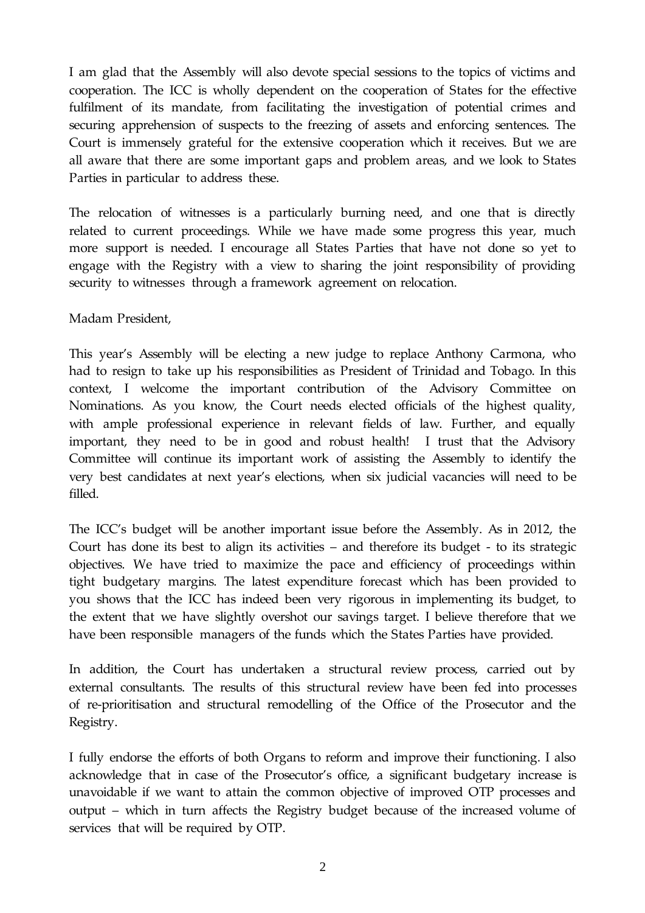I am glad that the Assembly will also devote special sessions to the topics of victims and cooperation. The ICC is wholly dependent on the cooperation of States for the effective fulfilment of its mandate, from facilitating the investigation of potential crimes and securing apprehension of suspects to the freezing of assets and enforcing sentences. The Court is immensely grateful for the extensive cooperation which it receives. But we are all aware that there are some important gaps and problem areas, and we look to States Parties in particular to address these.

The relocation of witnesses is a particularly burning need, and one that is directly related to current proceedings. While we have made some progress this year, much more support is needed. I encourage all States Parties that have not done so yet to engage with the Registry with a view to sharing the joint responsibility of providing security to witnesses through a framework agreement on relocation.

Madam President,

This year's Assembly will be electing a new judge to replace Anthony Carmona, who had to resign to take up his responsibilities as President of Trinidad and Tobago. In this context, I welcome the important contribution of the Advisory Committee on Nominations. As you know, the Court needs elected officials of the highest quality, with ample professional experience in relevant fields of law. Further, and equally important, they need to be in good and robust health! I trust that the Advisory Committee will continue its important work of assisting the Assembly to identify the very best candidates at next year's elections, when six judicial vacancies will need to be filled.

The ICC's budget will be another important issue before the Assembly. As in 2012, the Court has done its best to align its activities – and therefore its budget - to its strategic objectives. We have tried to maximize the pace and efficiency of proceedings within tight budgetary margins. The latest expenditure forecast which has been provided to you shows that the ICC has indeed been very rigorous in implementing its budget, to the extent that we have slightly overshot our savings target. I believe therefore that we have been responsible managers of the funds which the States Parties have provided.

In addition, the Court has undertaken a structural review process, carried out by external consultants. The results of this structural review have been fed into processes of re-prioritisation and structural remodelling of the Office of the Prosecutor and the Registry.

I fully endorse the efforts of both Organs to reform and improve their functioning. I also acknowledge that in case of the Prosecutor's office, a significant budgetary increase is unavoidable if we want to attain the common objective of improved OTP processes and output – which in turn affects the Registry budget because of the increased volume of services that will be required by OTP.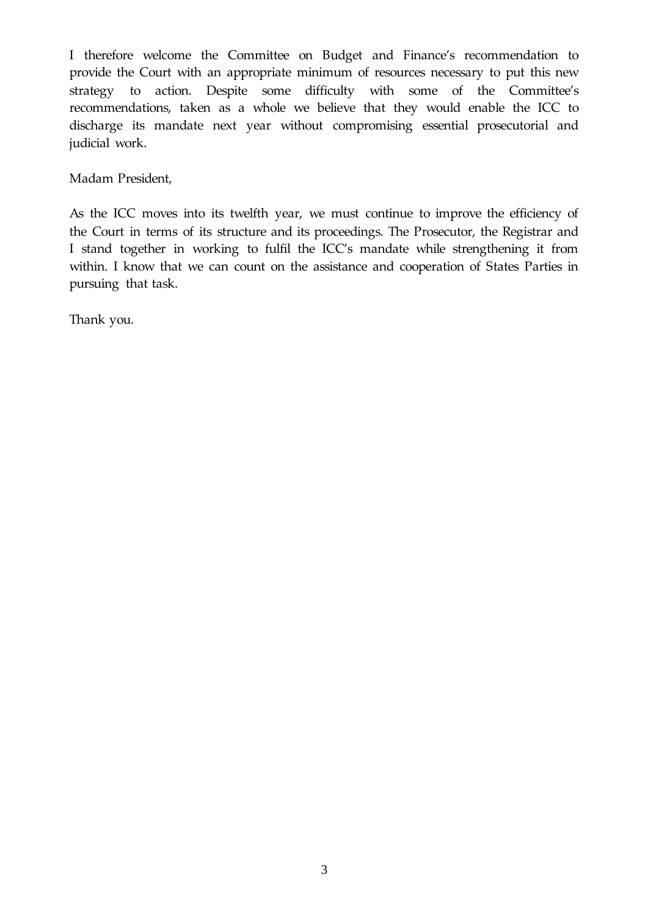I therefore welcome the Committee on Budget and Finance's recommendation to provide the Court with an appropriate minimum of resources necessary to put this new strategy to action. Despite some difficulty with some of the Committee's recommendations, taken as a whole we believe that they would enable the ICC to discharge its mandate next year without compromising essential prosecutorial and judicial work.

Madam President,

As the ICC moves into its twelfth year, we must continue to improve the efficiency of the Court in terms of its structure and its proceedings. The Prosecutor, the Registrar and I stand together in working to fulfil the ICC's mandate while strengthening it from within. I know that we can count on the assistance and cooperation of States Parties in pursuing that task.

Thank you.